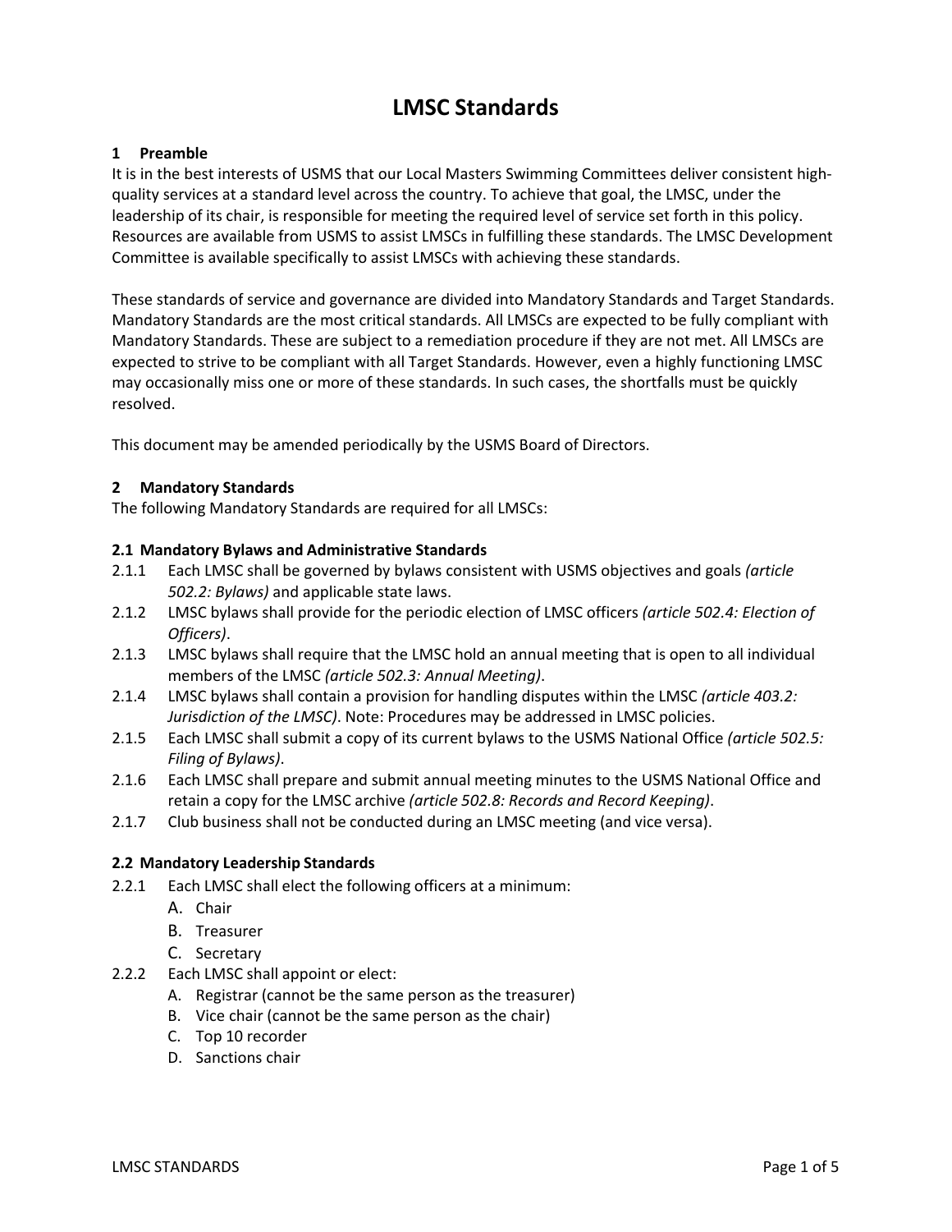# LMSC Standards

## 1 Preamble

It is in the best interests of USMS that our Local Masters Swimming Committees deliver consistent high-quality services at a standard level across the country. To achieve that goal, the LMSC, under the leadership of its chair, is responsible for meeting the required level of service set forth in this policy. Resources are available from USMS to assist LMSCs in fulfilling these standards. The LMSC Development Committee is available specifically to assist LMSCs with achieving these standards.

These standards of service and governance are divided into Mandatory Standards and Target Standards. Mandatory Standards are the most critical standards. All LMSCs are expected to be fully compliant with Mandatory Standards. These are subject to a remediation procedure if they are not met. All LMSCs are expected to strive to be compliant with all Target Standards. However, even a highly functioning LMSC may occasionally miss one or more of these standards. In such cases, the shortfalls must be quickly resolved.

This document may be amended periodically by the USMS Board of Directors.

## 2 Mandatory Standards

The following Mandatory Standards are required for all LMSCs:

### 2.1 Mandatory Bylaws and Administrative Standards

2.1.1 Each LMSC shall be governed by bylaws consistent with USMS objectives and goals *(article 502.2: Bylaws)* and applicable state laws.

2.1.2 LMSC bylaws shall provide for the periodic election of LMSC officers *(article 502.4: Election of Officers)*.

2.1.3 LMSC bylaws shall require that the LMSC hold an annual meeting that is open to all individual members of the LMSC *(article 502.3: Annual Meeting)*.

2.1.4 LMSC bylaws shall contain a provision for handling disputes within the LMSC *(article 403.2: Jurisdiction of the LMSC)*. Note: Procedures may be addressed in LMSC policies.

2.1.5 Each LMSC shall submit a copy of its current bylaws to the USMS National Office *(article 502.5: Filing of Bylaws)*.

2.1.6 Each LMSC shall prepare and submit annual meeting minutes to the USMS National Office and retain a copy for the LMSC archive *(article 502.8: Records and Record Keeping)*.

2.1.7 Club business shall not be conducted during an LMSC meeting (and vice versa).

### 2.2 Mandatory Leadership Standards

2.2.1 Each LMSC shall elect the following officers at a minimum:

A. Chair
B. Treasurer
C. Secretary

2.2.2 Each LMSC shall appoint or elect:

A. Registrar (cannot be the same person as the treasurer)
B. Vice chair (cannot be the same person as the chair)
C. Top 10 recorder
D. Sanctions chair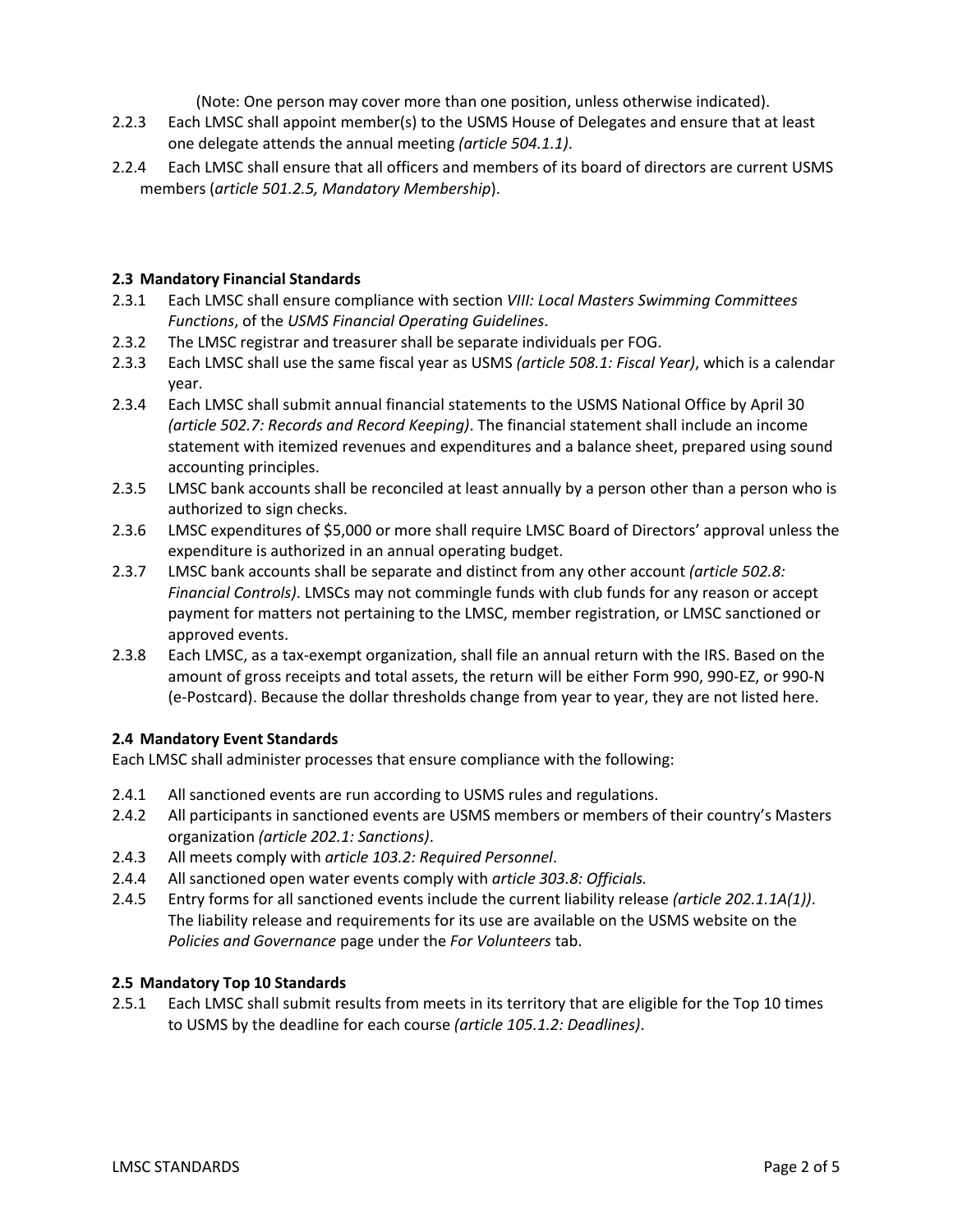(Note: One person may cover more than one position, unless otherwise indicated).

2.2.3 Each LMSC shall appoint member(s) to the USMS House of Delegates and ensure that at least one delegate attends the annual meeting *(article 504.1.1)*.

2.2.4 Each LMSC shall ensure that all officers and members of its board of directors are current USMS members (*article 501.2.5, Mandatory Membership*).

**2.3 Mandatory Financial Standards**

2.3.1 Each LMSC shall ensure compliance with section *VIII: Local Masters Swimming Committees Functions*, of the *USMS Financial Operating Guidelines*.

2.3.2 The LMSC registrar and treasurer shall be separate individuals per FOG.

2.3.3 Each LMSC shall use the same fiscal year as USMS *(article 508.1: Fiscal Year)*, which is a calendar year.

2.3.4 Each LMSC shall submit annual financial statements to the USMS National Office by April 30 *(article 502.7: Records and Record Keeping)*. The financial statement shall include an income statement with itemized revenues and expenditures and a balance sheet, prepared using sound accounting principles.

2.3.5 LMSC bank accounts shall be reconciled at least annually by a person other than a person who is authorized to sign checks.

2.3.6 LMSC expenditures of $5,000 or more shall require LMSC Board of Directors' approval unless the expenditure is authorized in an annual operating budget.

2.3.7 LMSC bank accounts shall be separate and distinct from any other account *(article 502.8: Financial Controls)*. LMSCs may not commingle funds with club funds for any reason or accept payment for matters not pertaining to the LMSC, member registration, or LMSC sanctioned or approved events.

2.3.8 Each LMSC, as a tax-exempt organization, shall file an annual return with the IRS. Based on the amount of gross receipts and total assets, the return will be either Form 990, 990-EZ, or 990-N (e-Postcard). Because the dollar thresholds change from year to year, they are not listed here.

**2.4 Mandatory Event Standards**

Each LMSC shall administer processes that ensure compliance with the following:

2.4.1 All sanctioned events are run according to USMS rules and regulations.

2.4.2 All participants in sanctioned events are USMS members or members of their country's Masters organization *(article 202.1: Sanctions)*.

2.4.3 All meets comply with *article 103.2: Required Personnel*.

2.4.4 All sanctioned open water events comply with *article 303.8: Officials.*

2.4.5 Entry forms for all sanctioned events include the current liability release *(article 202.1.1A(1))*. The liability release and requirements for its use are available on the USMS website on the *Policies and Governance* page under the *For Volunteers* tab.

**2.5 Mandatory Top 10 Standards**

2.5.1 Each LMSC shall submit results from meets in its territory that are eligible for the Top 10 times to USMS by the deadline for each course *(article 105.1.2: Deadlines)*.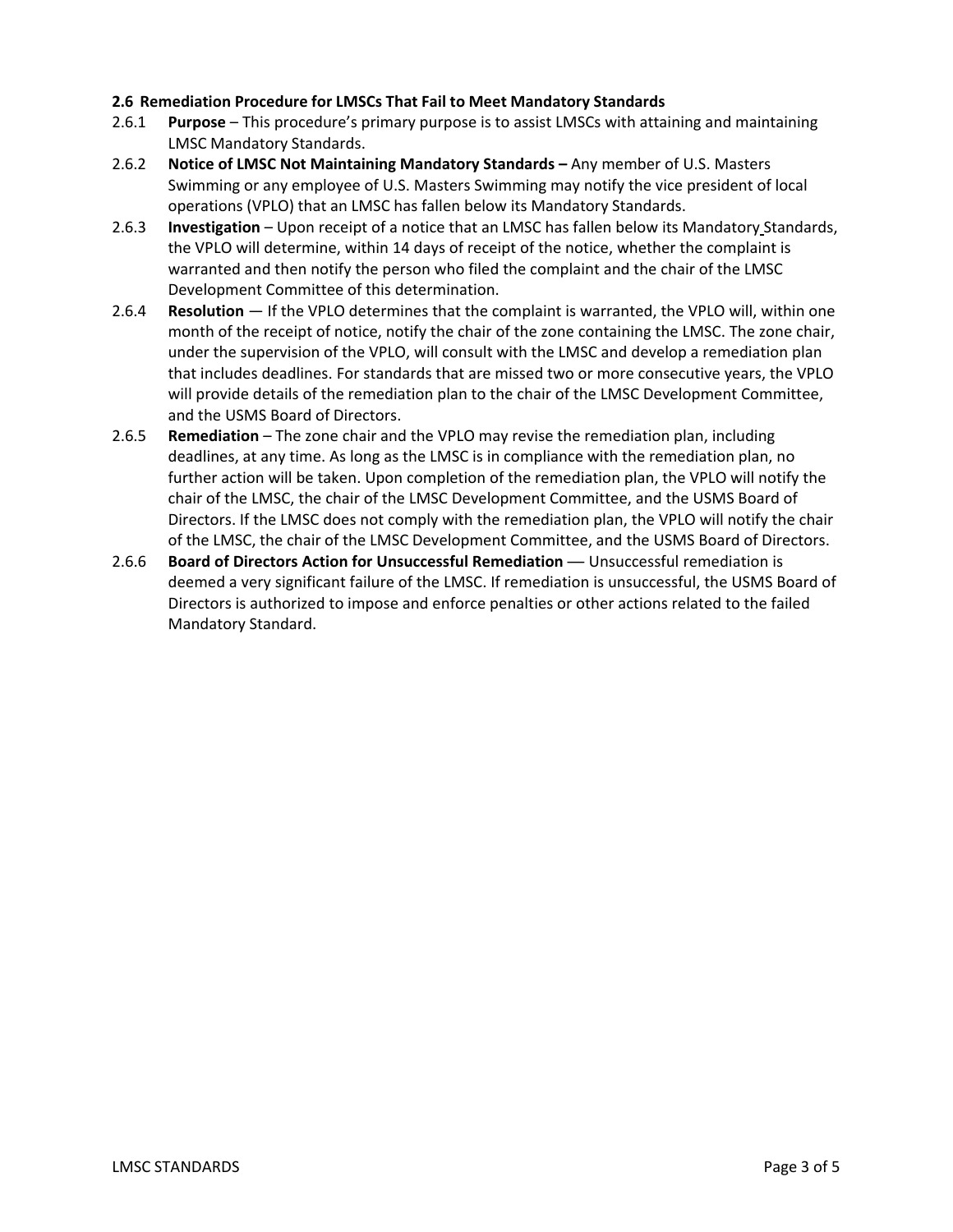### 2.6 Remediation Procedure for LMSCs That Fail to Meet Mandatory Standards

2.6.1 **Purpose** – This procedure's primary purpose is to assist LMSCs with attaining and maintaining LMSC Mandatory Standards.

2.6.2 **Notice of LMSC Not Maintaining Mandatory Standards –** Any member of U.S. Masters Swimming or any employee of U.S. Masters Swimming may notify the vice president of local operations (VPLO) that an LMSC has fallen below its Mandatory Standards.

2.6.3 **Investigation** – Upon receipt of a notice that an LMSC has fallen below its Mandatory Standards, the VPLO will determine, within 14 days of receipt of the notice, whether the complaint is warranted and then notify the person who filed the complaint and the chair of the LMSC Development Committee of this determination.

2.6.4 **Resolution** — If the VPLO determines that the complaint is warranted, the VPLO will, within one month of the receipt of notice, notify the chair of the zone containing the LMSC. The zone chair, under the supervision of the VPLO, will consult with the LMSC and develop a remediation plan that includes deadlines. For standards that are missed two or more consecutive years, the VPLO will provide details of the remediation plan to the chair of the LMSC Development Committee, and the USMS Board of Directors.

2.6.5 **Remediation** – The zone chair and the VPLO may revise the remediation plan, including deadlines, at any time. As long as the LMSC is in compliance with the remediation plan, no further action will be taken. Upon completion of the remediation plan, the VPLO will notify the chair of the LMSC, the chair of the LMSC Development Committee, and the USMS Board of Directors. If the LMSC does not comply with the remediation plan, the VPLO will notify the chair of the LMSC, the chair of the LMSC Development Committee, and the USMS Board of Directors.

2.6.6 **Board of Directors Action for Unsuccessful Remediation** — Unsuccessful remediation is deemed a very significant failure of the LMSC. If remediation is unsuccessful, the USMS Board of Directors is authorized to impose and enforce penalties or other actions related to the failed Mandatory Standard.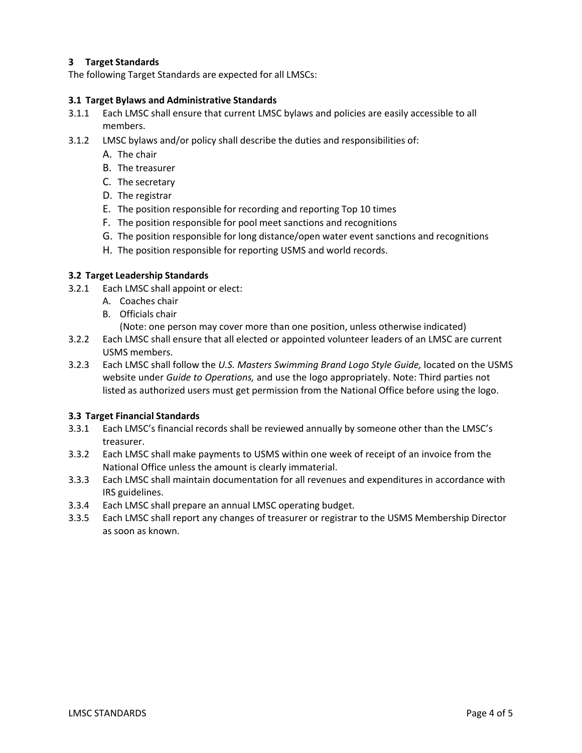## 3 Target Standards

The following Target Standards are expected for all LMSCs:

### 3.1 Target Bylaws and Administrative Standards

3.1.1 Each LMSC shall ensure that current LMSC bylaws and policies are easily accessible to all members.

3.1.2 LMSC bylaws and/or policy shall describe the duties and responsibilities of:

A. The chair
B. The treasurer
C. The secretary
D. The registrar
E. The position responsible for recording and reporting Top 10 times
F. The position responsible for pool meet sanctions and recognitions
G. The position responsible for long distance/open water event sanctions and recognitions
H. The position responsible for reporting USMS and world records.

### 3.2 Target Leadership Standards

3.2.1 Each LMSC shall appoint or elect:

A. Coaches chair
B. Officials chair

(Note: one person may cover more than one position, unless otherwise indicated)

3.2.2 Each LMSC shall ensure that all elected or appointed volunteer leaders of an LMSC are current USMS members.

3.2.3 Each LMSC shall follow the *U.S. Masters Swimming Brand Logo Style Guide,* located on the USMS website under *Guide to Operations,* and use the logo appropriately. Note: Third parties not listed as authorized users must get permission from the National Office before using the logo.

### 3.3 Target Financial Standards

3.3.1 Each LMSC's financial records shall be reviewed annually by someone other than the LMSC's treasurer.

3.3.2 Each LMSC shall make payments to USMS within one week of receipt of an invoice from the National Office unless the amount is clearly immaterial.

3.3.3 Each LMSC shall maintain documentation for all revenues and expenditures in accordance with IRS guidelines.

3.3.4 Each LMSC shall prepare an annual LMSC operating budget.

3.3.5 Each LMSC shall report any changes of treasurer or registrar to the USMS Membership Director as soon as known.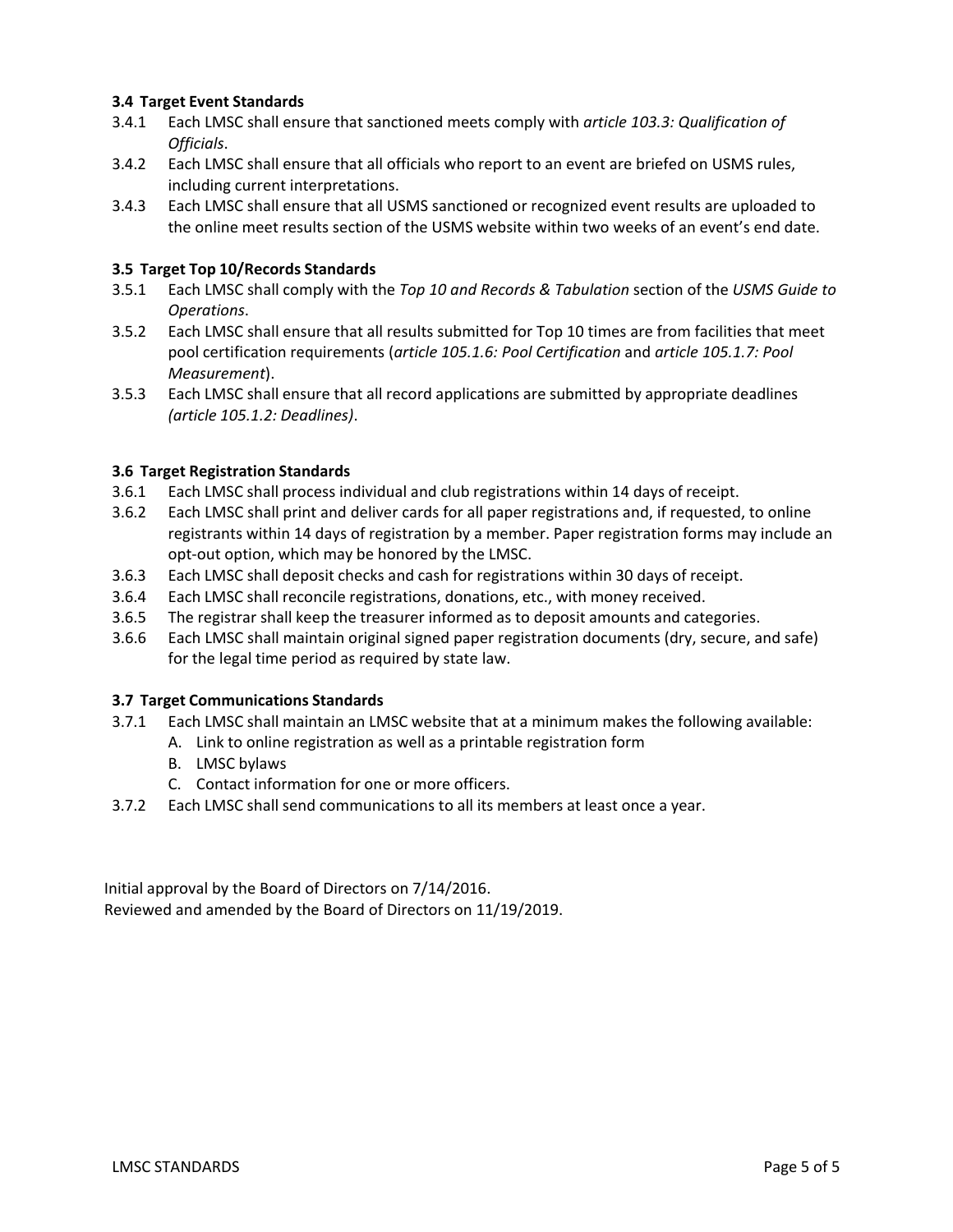### 3.4 Target Event Standards

3.4.1 Each LMSC shall ensure that sanctioned meets comply with *article 103.3: Qualification of Officials*.

3.4.2 Each LMSC shall ensure that all officials who report to an event are briefed on USMS rules, including current interpretations.

3.4.3 Each LMSC shall ensure that all USMS sanctioned or recognized event results are uploaded to the online meet results section of the USMS website within two weeks of an event's end date.

### 3.5 Target Top 10/Records Standards

3.5.1 Each LMSC shall comply with the *Top 10 and Records & Tabulation* section of the *USMS Guide to Operations*.

3.5.2 Each LMSC shall ensure that all results submitted for Top 10 times are from facilities that meet pool certification requirements (*article 105.1.6: Pool Certification* and *article 105.1.7: Pool Measurement*).

3.5.3 Each LMSC shall ensure that all record applications are submitted by appropriate deadlines *(article 105.1.2: Deadlines)*.

### 3.6 Target Registration Standards

3.6.1 Each LMSC shall process individual and club registrations within 14 days of receipt.

3.6.2 Each LMSC shall print and deliver cards for all paper registrations and, if requested, to online registrants within 14 days of registration by a member. Paper registration forms may include an opt-out option, which may be honored by the LMSC.

3.6.3 Each LMSC shall deposit checks and cash for registrations within 30 days of receipt.

3.6.4 Each LMSC shall reconcile registrations, donations, etc., with money received.

3.6.5 The registrar shall keep the treasurer informed as to deposit amounts and categories.

3.6.6 Each LMSC shall maintain original signed paper registration documents (dry, secure, and safe) for the legal time period as required by state law.

### 3.7 Target Communications Standards

3.7.1 Each LMSC shall maintain an LMSC website that at a minimum makes the following available:

   A. Link to online registration as well as a printable registration form
   B. LMSC bylaws
   C. Contact information for one or more officers.

3.7.2 Each LMSC shall send communications to all its members at least once a year.

Initial approval by the Board of Directors on 7/14/2016.
Reviewed and amended by the Board of Directors on 11/19/2019.